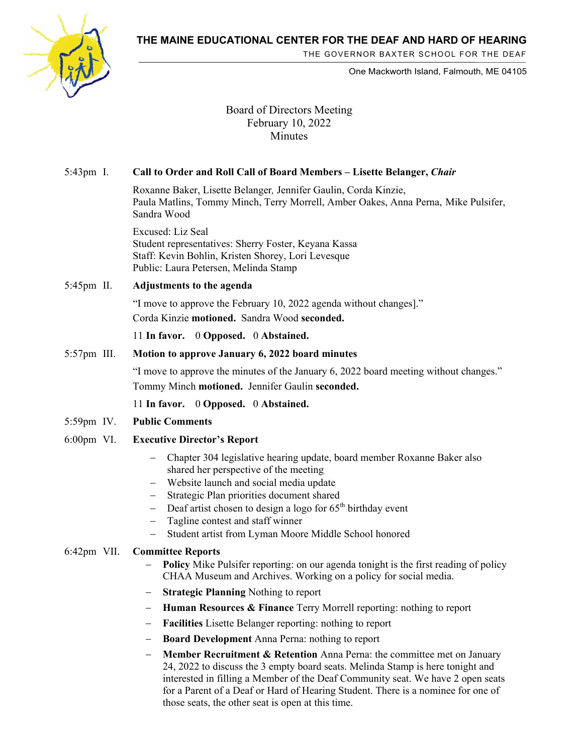# THE MAINE EDUCATIONAL CENTER FOR THE DEAF AND HARD OF HEARING

THE GOVERNOR BAXTER SCHOOL FOR THE DEAF

One Mackworth Island, Falmouth, ME 04105

Board of Directors Meeting
February 10, 2022
Minutes

5:43pm I. **Call to Order and Roll Call of Board Members – Lisette Belanger, *Chair***

Roxanne Baker, Lisette Belanger, Jennifer Gaulin, Corda Kinzie, Paula Matlins, Tommy Minch, Terry Morrell, Amber Oakes, Anna Perna, Mike Pulsifer, Sandra Wood

Excused: Liz Seal
Student representatives: Sherry Foster, Keyana Kassa
Staff: Kevin Bohlin, Kristen Shorey, Lori Levesque
Public: Laura Petersen, Melinda Stamp

5:45pm II. **Adjustments to the agenda**

"I move to approve the February 10, 2022 agenda without changes]."
Corda Kinzie **motioned.** Sandra Wood **seconded.**

11 **In favor.** 0 **Opposed.** 0 **Abstained.**

5:57pm III. **Motion to approve January 6, 2022 board minutes**

"I move to approve the minutes of the January 6, 2022 board meeting without changes."
Tommy Minch **motioned.** Jennifer Gaulin **seconded.**

11 **In favor.** 0 **Opposed.** 0 **Abstained.**

5:59pm IV. **Public Comments**

6:00pm VI. **Executive Director's Report**

- Chapter 304 legislative hearing update, board member Roxanne Baker also shared her perspective of the meeting
- Website launch and social media update
- Strategic Plan priorities document shared
- Deaf artist chosen to design a logo for 65th birthday event
- Tagline contest and staff winner
- Student artist from Lyman Moore Middle School honored

6:42pm VII. **Committee Reports**

- **Policy** Mike Pulsifer reporting: on our agenda tonight is the first reading of policy CHAA Museum and Archives. Working on a policy for social media.
- **Strategic Planning** Nothing to report
- **Human Resources & Finance** Terry Morrell reporting: nothing to report
- **Facilities** Lisette Belanger reporting: nothing to report
- **Board Development** Anna Perna: nothing to report
- **Member Recruitment & Retention** Anna Perna: the committee met on January 24, 2022 to discuss the 3 empty board seats. Melinda Stamp is here tonight and interested in filling a Member of the Deaf Community seat. We have 2 open seats for a Parent of a Deaf or Hard of Hearing Student. There is a nominee for one of those seats, the other seat is open at this time.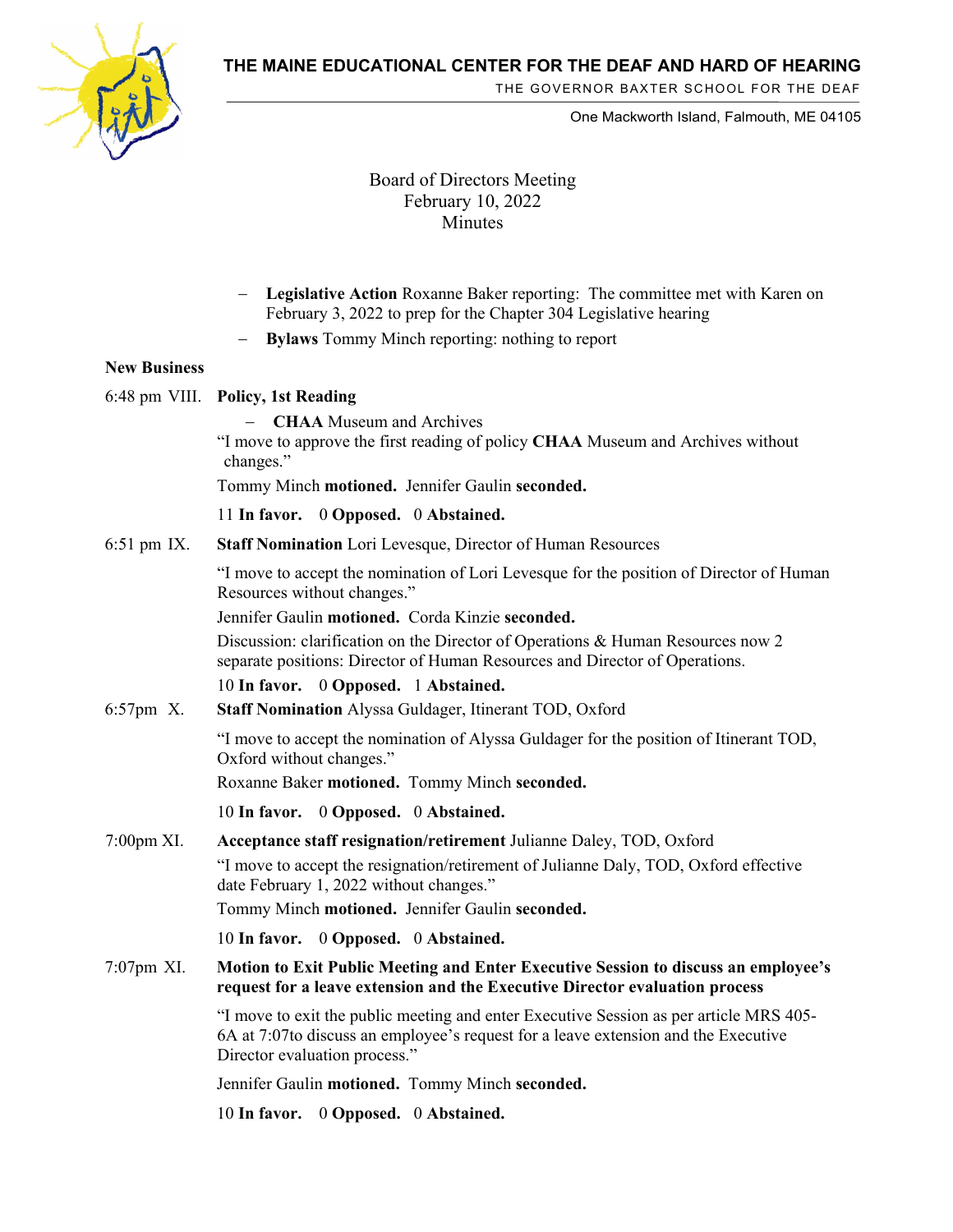# THE MAINE EDUCATIONAL CENTER FOR THE DEAF AND HARD OF HEARING

THE GOVERNOR BAXTER SCHOOL FOR THE DEAF

One Mackworth Island, Falmouth, ME 04105

Board of Directors Meeting
February 10, 2022
Minutes

- **Legislative Action** Roxanne Baker reporting: The committee met with Karen on February 3, 2022 to prep for the Chapter 304 Legislative hearing
- **Bylaws** Tommy Minch reporting: nothing to report

**New Business**

6:48 pm VIII. **Policy, 1st Reading**

- **CHAA** Museum and Archives

"I move to approve the first reading of policy **CHAA** Museum and Archives without changes."

Tommy Minch **motioned.** Jennifer Gaulin **seconded.**

11 **In favor.** 0 **Opposed.** 0 **Abstained.**

6:51 pm IX. **Staff Nomination** Lori Levesque, Director of Human Resources

"I move to accept the nomination of Lori Levesque for the position of Director of Human Resources without changes."

Jennifer Gaulin **motioned.** Corda Kinzie **seconded.**

Discussion: clarification on the Director of Operations & Human Resources now 2 separate positions: Director of Human Resources and Director of Operations.

10 **In favor.** 0 **Opposed.** 1 **Abstained.**

6:57pm X. **Staff Nomination** Alyssa Guldager, Itinerant TOD, Oxford

"I move to accept the nomination of Alyssa Guldager for the position of Itinerant TOD, Oxford without changes."

Roxanne Baker **motioned.** Tommy Minch **seconded.**

10 **In favor.** 0 **Opposed.** 0 **Abstained.**

7:00pm XI. **Acceptance staff resignation/retirement** Julianne Daley, TOD, Oxford

"I move to accept the resignation/retirement of Julianne Daly, TOD, Oxford effective date February 1, 2022 without changes."

Tommy Minch **motioned.** Jennifer Gaulin **seconded.**

10 **In favor.** 0 **Opposed.** 0 **Abstained.**

7:07pm XI. **Motion to Exit Public Meeting and Enter Executive Session to discuss an employee's request for a leave extension and the Executive Director evaluation process**

"I move to exit the public meeting and enter Executive Session as per article MRS 405-6A at 7:07to discuss an employee's request for a leave extension and the Executive Director evaluation process."

Jennifer Gaulin **motioned.** Tommy Minch **seconded.**

10 **In favor.** 0 **Opposed.** 0 **Abstained.**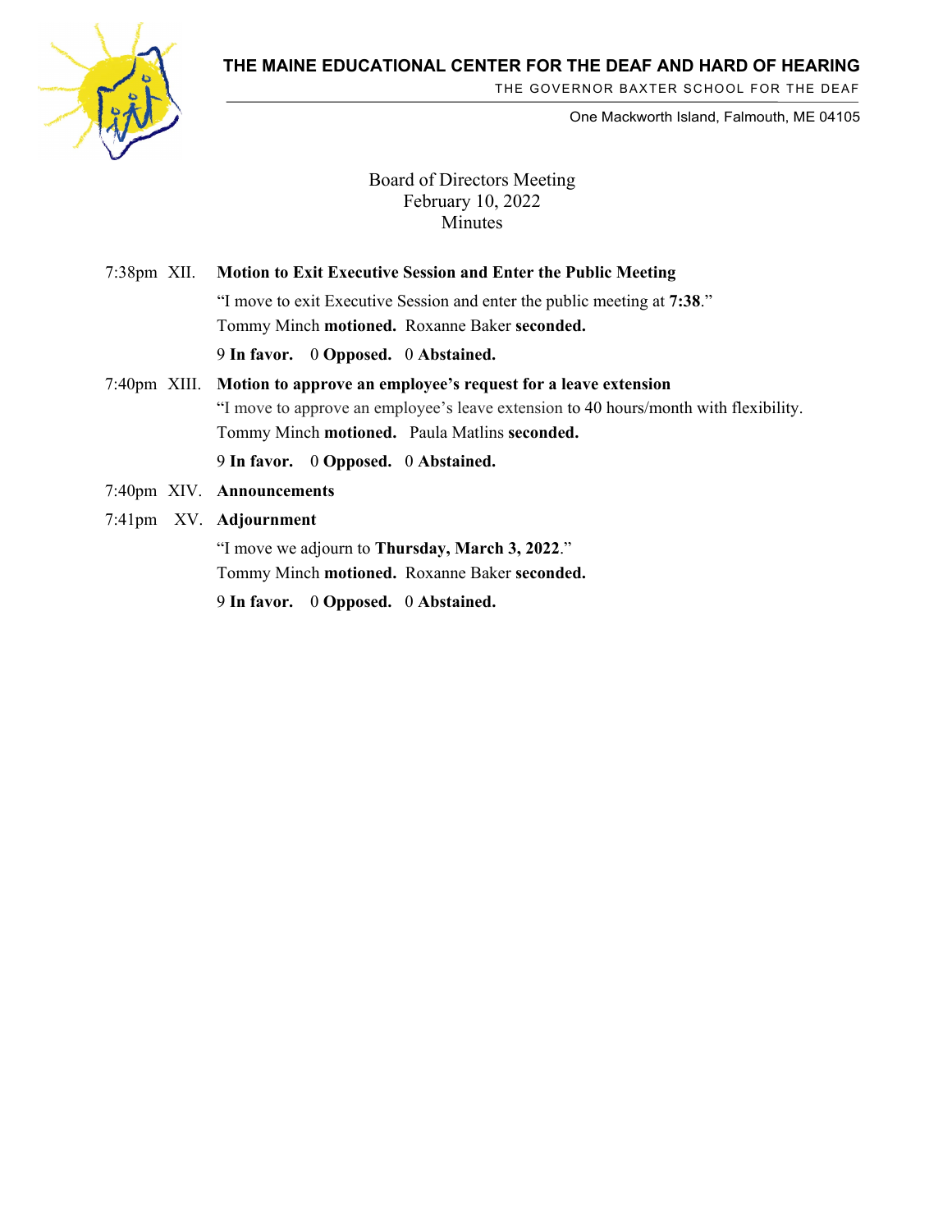**THE MAINE EDUCATIONAL CENTER FOR THE DEAF AND HARD OF HEARING**

THE GOVERNOR BAXTER SCHOOL FOR THE DEAF

One Mackworth Island, Falmouth, ME 04105

Board of Directors Meeting
February 10, 2022
Minutes

7:38pm XII. **Motion to Exit Executive Session and Enter the Public Meeting**

"I move to exit Executive Session and enter the public meeting at **7:38**."
Tommy Minch **motioned.** Roxanne Baker **seconded.**

9 **In favor.** 0 **Opposed.** 0 **Abstained.**

7:40pm XIII. **Motion to approve an employee's request for a leave extension**

"I move to approve an employee's leave extension to 40 hours/month with flexibility.
Tommy Minch **motioned.** Paula Matlins **seconded.**

9 **In favor.** 0 **Opposed.** 0 **Abstained.**

7:40pm XIV. **Announcements**

7:41pm XV. **Adjournment**

"I move we adjourn to **Thursday, March 3, 2022**."
Tommy Minch **motioned.** Roxanne Baker **seconded.**

9 **In favor.** 0 **Opposed.** 0 **Abstained.**